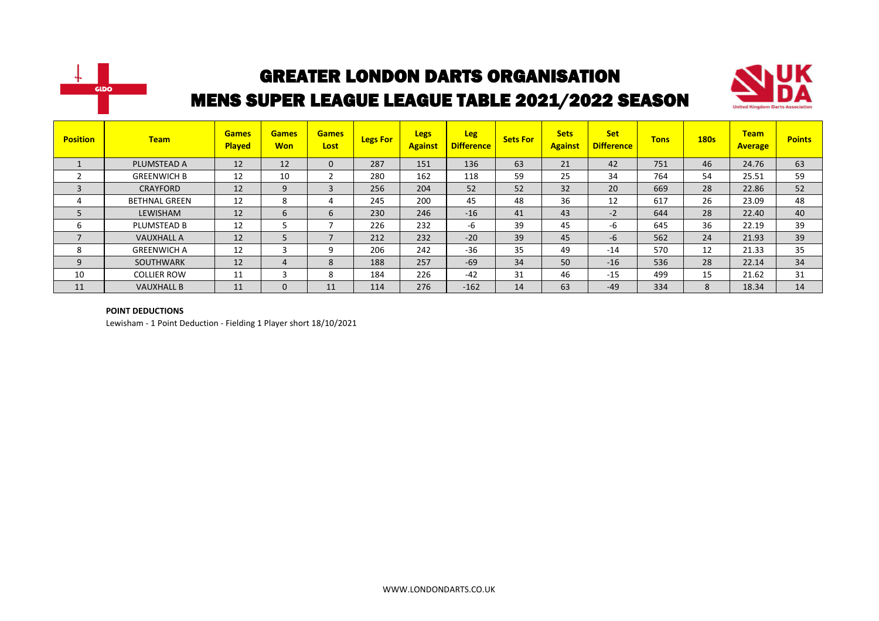# GREATER LONDON DARTS ORGANISATION

## MENS SUPER LEAGUE LEAGUE TABLE 2021/2022 SEASON

| Position | Team | Games Played | Games Won | Games Lost | Legs For | Legs Against | Leg Difference | Sets For | Sets Against | Set Difference | Tons | 180s | Team Average | Points |
|---|---|---|---|---|---|---|---|---|---|---|---|---|---|---|
| 1 | PLUMSTEAD A | 12 | 12 | 0 | 287 | 151 | 136 | 63 | 21 | 42 | 751 | 46 | 24.76 | 63 |
| 2 | GREENWICH B | 12 | 10 | 2 | 280 | 162 | 118 | 59 | 25 | 34 | 764 | 54 | 25.51 | 59 |
| 3 | CRAYFORD | 12 | 9 | 3 | 256 | 204 | 52 | 52 | 32 | 20 | 669 | 28 | 22.86 | 52 |
| 4 | BETHNAL GREEN | 12 | 8 | 4 | 245 | 200 | 45 | 48 | 36 | 12 | 617 | 26 | 23.09 | 48 |
| 5 | LEWISHAM | 12 | 6 | 6 | 230 | 246 | -16 | 41 | 43 | -2 | 644 | 28 | 22.40 | 40 |
| 6 | PLUMSTEAD B | 12 | 5 | 7 | 226 | 232 | -6 | 39 | 45 | -6 | 645 | 36 | 22.19 | 39 |
| 7 | VAUXHALL A | 12 | 5 | 7 | 212 | 232 | -20 | 39 | 45 | -6 | 562 | 24 | 21.93 | 39 |
| 8 | GREENWICH A | 12 | 3 | 9 | 206 | 242 | -36 | 35 | 49 | -14 | 570 | 12 | 21.33 | 35 |
| 9 | SOUTHWARK | 12 | 4 | 8 | 188 | 257 | -69 | 34 | 50 | -16 | 536 | 28 | 22.14 | 34 |
| 10 | COLLIER ROW | 11 | 3 | 8 | 184 | 226 | -42 | 31 | 46 | -15 | 499 | 15 | 21.62 | 31 |
| 11 | VAUXHALL B | 11 | 0 | 11 | 114 | 276 | -162 | 14 | 63 | -49 | 334 | 8 | 18.34 | 14 |

**POINT DEDUCTIONS**

Lewisham - 1 Point Deduction - Fielding 1 Player short 18/10/2021

WWW.LONDONDARTS.CO.UK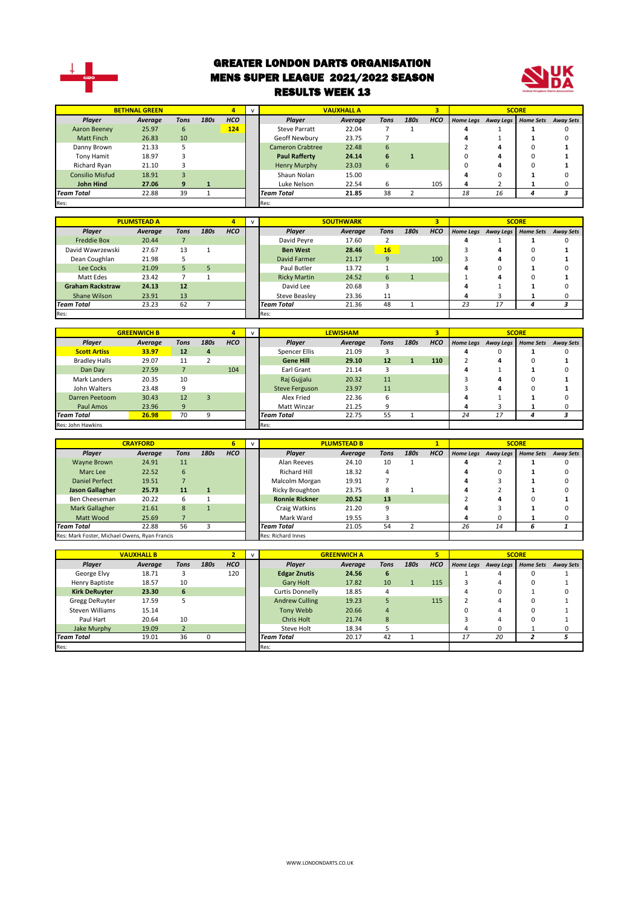# GREATER LONDON DARTS ORGANISATION
# MENS SUPER LEAGUE 2021/2022 SEASON
# RESULTS WEEK 13

| BETHNAL GREEN | | | | 4 | v | VAUXHALL A | | | | 3 | SCORE | | | |
|---|---|---|---|---|---|---|---|---|---|---|---|---|---|---|
| Player | Average | Tons | 180s | HCO | | Player | Average | Tons | 180s | HCO | Home Legs | Away Legs | Home Sets | Away Sets |
| Aaron Beeney | 25.97 | 6 | | **124** | | Steve Parratt | 22.04 | 7 | 1 | | **4** | 1 | **1** | 0 |
| Matt Finch | 26.83 | 10 | | | | Geoff Newbury | 23.75 | 7 | | | **4** | 1 | **1** | 0 |
| Danny Brown | 21.33 | 5 | | | | Cameron Crabtree | 22.48 | 6 | | | 2 | **4** | 0 | **1** |
| Tony Hamit | 18.97 | 3 | | | | **Paul Rafferty** | **24.14** | **6** | **1** | | 0 | **4** | 0 | **1** |
| Richard Ryan | 21.10 | 3 | | | | Henry Murphy | 23.03 | 6 | | | 0 | **4** | 0 | **1** |
| Consilio Misfud | 18.91 | 3 | | | | Shaun Nolan | 15.00 | | | | **4** | 0 | **1** | 0 |
| **John Hind** | **27.06** | **9** | **1** | | | Luke Nelson | 22.54 | 6 | | 105 | **4** | 2 | **1** | 0 |
| *Team Total* | 22.88 | 39 | 1 | | | *Team Total* | **21.85** | 38 | 2 | | *18* | *16* | ***4*** | ***3*** |
| Res: | | | | | | Res: | | | | | | | | |

| PLUMSTEAD A | | | | 4 | v | SOUTHWARK | | | | 3 | SCORE | | | |
|---|---|---|---|---|---|---|---|---|---|---|---|---|---|---|
| Player | Average | Tons | 180s | HCO | | Player | Average | Tons | 180s | HCO | Home Legs | Away Legs | Home Sets | Away Sets |
| Freddie Box | 20.44 | 7 | | | | David Peyre | 17.60 | 2 | | | **4** | 1 | **1** | 0 |
| David Wawrzewski | 27.67 | 13 | 1 | | | **Ben West** | **28.46** | **16** | | | 3 | **4** | 0 | **1** |
| Dean Coughlan | 21.98 | 5 | | | | David Farmer | 21.17 | 9 | | 100 | 3 | **4** | 0 | **1** |
| Lee Cocks | 21.09 | 5 | 5 | | | Paul Butler | 13.72 | 1 | | | **4** | 0 | **1** | 0 |
| Matt Edes | 23.42 | 7 | 1 | | | Ricky Martin | 24.52 | 6 | 1 | | 1 | **4** | 0 | **1** |
| **Graham Rackstraw** | **24.13** | **12** | | | | David Lee | 20.68 | 3 | | | **4** | 1 | **1** | 0 |
| Shane Wilson | 23.91 | 13 | | | | Steve Beasley | 23.36 | 11 | | | **4** | 3 | **1** | 0 |
| *Team Total* | 23.23 | 62 | 7 | | | *Team Total* | 21.36 | 48 | 1 | | *23* | *17* | ***4*** | ***3*** |
| Res: | | | | | | Res: | | | | | | | | |

| GREENWICH B | | | | 4 | v | LEWISHAM | | | | 3 | SCORE | | | |
|---|---|---|---|---|---|---|---|---|---|---|---|---|---|---|
| Player | Average | Tons | 180s | HCO | | Player | Average | Tons | 180s | HCO | Home Legs | Away Legs | Home Sets | Away Sets |
| **Scott Artiss** | **33.97** | **12** | **4** | | | Spencer Ellis | 21.09 | 3 | | | **4** | 0 | **1** | 0 |
| Bradley Halls | 29.07 | 11 | 2 | | | **Gene Hill** | **29.10** | **12** | **1** | **110** | 2 | **4** | 0 | **1** |
| Dan Day | 27.59 | 7 | | 104 | | Earl Grant | 21.14 | 3 | | | **4** | 1 | **1** | 0 |
| Mark Landers | 20.35 | 10 | | | | Raj Gujjalu | 20.32 | 11 | | | 3 | **4** | 0 | **1** |
| John Walters | 23.48 | 9 | | | | Steve Ferguson | 23.97 | 11 | | | 3 | **4** | 0 | **1** |
| Darren Peetoom | 30.43 | 12 | 3 | | | Alex Fried | 22.36 | 6 | | | **4** | 1 | **1** | 0 |
| Paul Amos | 23.96 | 9 | | | | Matt Winzar | 21.25 | 9 | | | **4** | 3 | **1** | 0 |
| *Team Total* | **26.98** | 70 | 9 | | | *Team Total* | 22.75 | 55 | 1 | | *24* | *17* | ***4*** | ***3*** |
| Res: John Hawkins | | | | | | Res: | | | | | | | | |

| CRAYFORD | | | | 6 | v | PLUMSTEAD B | | | | 1 | SCORE | | | |
|---|---|---|---|---|---|---|---|---|---|---|---|---|---|---|
| Player | Average | Tons | 180s | HCO | | Player | Average | Tons | 180s | HCO | Home Legs | Away Legs | Home Sets | Away Sets |
| Wayne Brown | 24.91 | 11 | | | | Alan Reeves | 24.10 | 10 | 1 | | **4** | 2 | **1** | 0 |
| Marc Lee | 22.52 | 6 | | | | Richard Hill | 18.32 | 4 | | | **4** | 0 | **1** | 0 |
| Daniel Perfect | 19.51 | 7 | | | | Malcolm Morgan | 19.91 | 7 | | | **4** | 3 | **1** | 0 |
| **Jason Gallagher** | **25.73** | **11** | **1** | | | Ricky Broughton | 23.75 | 8 | 1 | | **4** | 2 | **1** | 0 |
| Ben Cheeseman | 20.22 | 6 | 1 | | | **Ronnie Rickner** | **20.52** | **13** | | | 2 | **4** | 0 | **1** |
| Mark Gallagher | 21.61 | 8 | 1 | | | Craig Watkins | 21.20 | 9 | | | **4** | 3 | **1** | 0 |
| Matt Wood | 25.69 | 7 | | | | Mark Ward | 19.55 | 3 | | | **4** | 0 | **1** | 0 |
| *Team Total* | 22.88 | 56 | 3 | | | *Team Total* | 21.05 | 54 | 2 | | *26* | *14* | ***6*** | ***1*** |
| Res: Mark Foster, Michael Owens, Ryan Francis | | | | | | Res: Richard Innes | | | | | | | | |

| VAUXHALL B | | | | 2 | v | GREENWICH A | | | | 5 | SCORE | | | |
|---|---|---|---|---|---|---|---|---|---|---|---|---|---|---|
| Player | Average | Tons | 180s | HCO | | Player | Average | Tons | 180s | HCO | Home Legs | Away Legs | Home Sets | Away Sets |
| George Elvy | 18.71 | 3 | | 120 | | **Edgar Znutis** | **24.56** | **6** | | | 1 | 4 | 0 | 1 |
| Henry Baptiste | 18.57 | 10 | | | | Gary Holt | 17.82 | 10 | 1 | 115 | 3 | 4 | 0 | 1 |
| **Kirk DeRuyter** | **23.30** | **6** | | | | Curtis Donnelly | 18.85 | 4 | | | 4 | 0 | 1 | 0 |
| Gregg DeRuyter | 17.59 | 5 | | | | Andrew Culling | 19.23 | 5 | | 115 | 2 | 4 | 0 | 1 |
| Steven Williams | 15.14 | | | | | Tony Webb | 20.66 | 4 | | | 0 | 4 | 0 | 1 |
| Paul Hart | 20.64 | 10 | | | | Chris Holt | 21.74 | 8 | | | 3 | 4 | 0 | 1 |
| Jake Murphy | 19.09 | 2 | | | | Steve Holt | 18.34 | 5 | | | 4 | 0 | 1 | 0 |
| *Team Total* | 19.01 | 36 | 0 | | | *Team Total* | 20.17 | 42 | 1 | | *17* | *20* | ***2*** | ***5*** |
| Res: | | | | | | Res: | | | | | | | | |

WWW.LONDONDARTS.CO.UK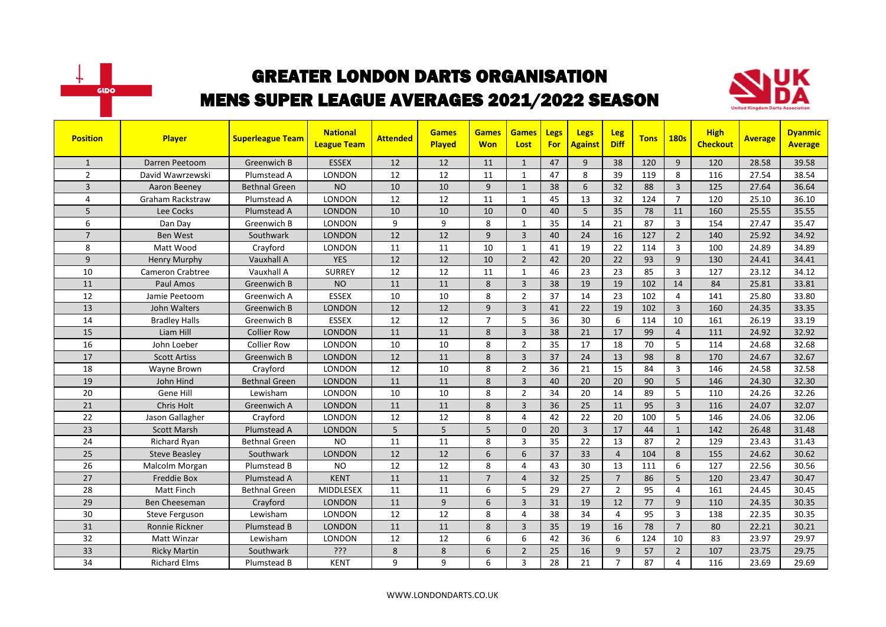# GREATER LONDON DARTS ORGANISATION
## MENS SUPER LEAGUE AVERAGES 2021/2022 SEASON

| Position | Player | Superleague Team | National League Team | Attended | Games Played | Games Won | Games Lost | Legs For | Legs Against | Leg Diff | Tons | 180s | High Checkout | Average | Dyanmic Average |
|---|---|---|---|---|---|---|---|---|---|---|---|---|---|---|---|
| 1 | Darren Peetoom | Greenwich B | ESSEX | 12 | 12 | 11 | 1 | 47 | 9 | 38 | 120 | 9 | 120 | 28.58 | 39.58 |
| 2 | David Wawrzewski | Plumstead A | LONDON | 12 | 12 | 11 | 1 | 47 | 8 | 39 | 119 | 8 | 116 | 27.54 | 38.54 |
| 3 | Aaron Beeney | Bethnal Green | NO | 10 | 10 | 9 | 1 | 38 | 6 | 32 | 88 | 3 | 125 | 27.64 | 36.64 |
| 4 | Graham Rackstraw | Plumstead A | LONDON | 12 | 12 | 11 | 1 | 45 | 13 | 32 | 124 | 7 | 120 | 25.10 | 36.10 |
| 5 | Lee Cocks | Plumstead A | LONDON | 10 | 10 | 10 | 0 | 40 | 5 | 35 | 78 | 11 | 160 | 25.55 | 35.55 |
| 6 | Dan Day | Greenwich B | LONDON | 9 | 9 | 8 | 1 | 35 | 14 | 21 | 87 | 3 | 154 | 27.47 | 35.47 |
| 7 | Ben West | Southwark | LONDON | 12 | 12 | 9 | 3 | 40 | 24 | 16 | 127 | 2 | 140 | 25.92 | 34.92 |
| 8 | Matt Wood | Crayford | LONDON | 11 | 11 | 10 | 1 | 41 | 19 | 22 | 114 | 3 | 100 | 24.89 | 34.89 |
| 9 | Henry Murphy | Vauxhall A | YES | 12 | 12 | 10 | 2 | 42 | 20 | 22 | 93 | 9 | 130 | 24.41 | 34.41 |
| 10 | Cameron Crabtree | Vauxhall A | SURREY | 12 | 12 | 11 | 1 | 46 | 23 | 23 | 85 | 3 | 127 | 23.12 | 34.12 |
| 11 | Paul Amos | Greenwich B | NO | 11 | 11 | 8 | 3 | 38 | 19 | 19 | 102 | 14 | 84 | 25.81 | 33.81 |
| 12 | Jamie Peetoom | Greenwich A | ESSEX | 10 | 10 | 8 | 2 | 37 | 14 | 23 | 102 | 4 | 141 | 25.80 | 33.80 |
| 13 | John Walters | Greenwich B | LONDON | 12 | 12 | 9 | 3 | 41 | 22 | 19 | 102 | 3 | 160 | 24.35 | 33.35 |
| 14 | Bradley Halls | Greenwich B | ESSEX | 12 | 12 | 7 | 5 | 36 | 30 | 6 | 114 | 10 | 161 | 26.19 | 33.19 |
| 15 | Liam Hill | Collier Row | LONDON | 11 | 11 | 8 | 3 | 38 | 21 | 17 | 99 | 4 | 111 | 24.92 | 32.92 |
| 16 | John Loeber | Collier Row | LONDON | 10 | 10 | 8 | 2 | 35 | 17 | 18 | 70 | 5 | 114 | 24.68 | 32.68 |
| 17 | Scott Artiss | Greenwich B | LONDON | 12 | 11 | 8 | 3 | 37 | 24 | 13 | 98 | 8 | 170 | 24.67 | 32.67 |
| 18 | Wayne Brown | Crayford | LONDON | 12 | 10 | 8 | 2 | 36 | 21 | 15 | 84 | 3 | 146 | 24.58 | 32.58 |
| 19 | John Hind | Bethnal Green | LONDON | 11 | 11 | 8 | 3 | 40 | 20 | 20 | 90 | 5 | 146 | 24.30 | 32.30 |
| 20 | Gene Hill | Lewisham | LONDON | 10 | 10 | 8 | 2 | 34 | 20 | 14 | 89 | 5 | 110 | 24.26 | 32.26 |
| 21 | Chris Holt | Greenwich A | LONDON | 11 | 11 | 8 | 3 | 36 | 25 | 11 | 95 | 3 | 116 | 24.07 | 32.07 |
| 22 | Jason Gallagher | Crayford | LONDON | 12 | 12 | 8 | 4 | 42 | 22 | 20 | 100 | 5 | 146 | 24.06 | 32.06 |
| 23 | Scott Marsh | Plumstead A | LONDON | 5 | 5 | 5 | 0 | 20 | 3 | 17 | 44 | 1 | 142 | 26.48 | 31.48 |
| 24 | Richard Ryan | Bethnal Green | NO | 11 | 11 | 8 | 3 | 35 | 22 | 13 | 87 | 2 | 129 | 23.43 | 31.43 |
| 25 | Steve Beasley | Southwark | LONDON | 12 | 12 | 6 | 6 | 37 | 33 | 4 | 104 | 8 | 155 | 24.62 | 30.62 |
| 26 | Malcolm Morgan | Plumstead B | NO | 12 | 12 | 8 | 4 | 43 | 30 | 13 | 111 | 6 | 127 | 22.56 | 30.56 |
| 27 | Freddie Box | Plumstead A | KENT | 11 | 11 | 7 | 4 | 32 | 25 | 7 | 86 | 5 | 120 | 23.47 | 30.47 |
| 28 | Matt Finch | Bethnal Green | MIDDLESEX | 11 | 11 | 6 | 5 | 29 | 27 | 2 | 95 | 4 | 161 | 24.45 | 30.45 |
| 29 | Ben Cheeseman | Crayford | LONDON | 11 | 9 | 6 | 3 | 31 | 19 | 12 | 77 | 9 | 110 | 24.35 | 30.35 |
| 30 | Steve Ferguson | Lewisham | LONDON | 12 | 12 | 8 | 4 | 38 | 34 | 4 | 95 | 3 | 138 | 22.35 | 30.35 |
| 31 | Ronnie Rickner | Plumstead B | LONDON | 11 | 11 | 8 | 3 | 35 | 19 | 16 | 78 | 7 | 80 | 22.21 | 30.21 |
| 32 | Matt Winzar | Lewisham | LONDON | 12 | 12 | 6 | 6 | 42 | 36 | 6 | 124 | 10 | 83 | 23.97 | 29.97 |
| 33 | Ricky Martin | Southwark | ??? | 8 | 8 | 6 | 2 | 25 | 16 | 9 | 57 | 2 | 107 | 23.75 | 29.75 |
| 34 | Richard Elms | Plumstead B | KENT | 9 | 9 | 6 | 3 | 28 | 21 | 7 | 87 | 4 | 116 | 23.69 | 29.69 |

WWW.LONDONDARTS.CO.UK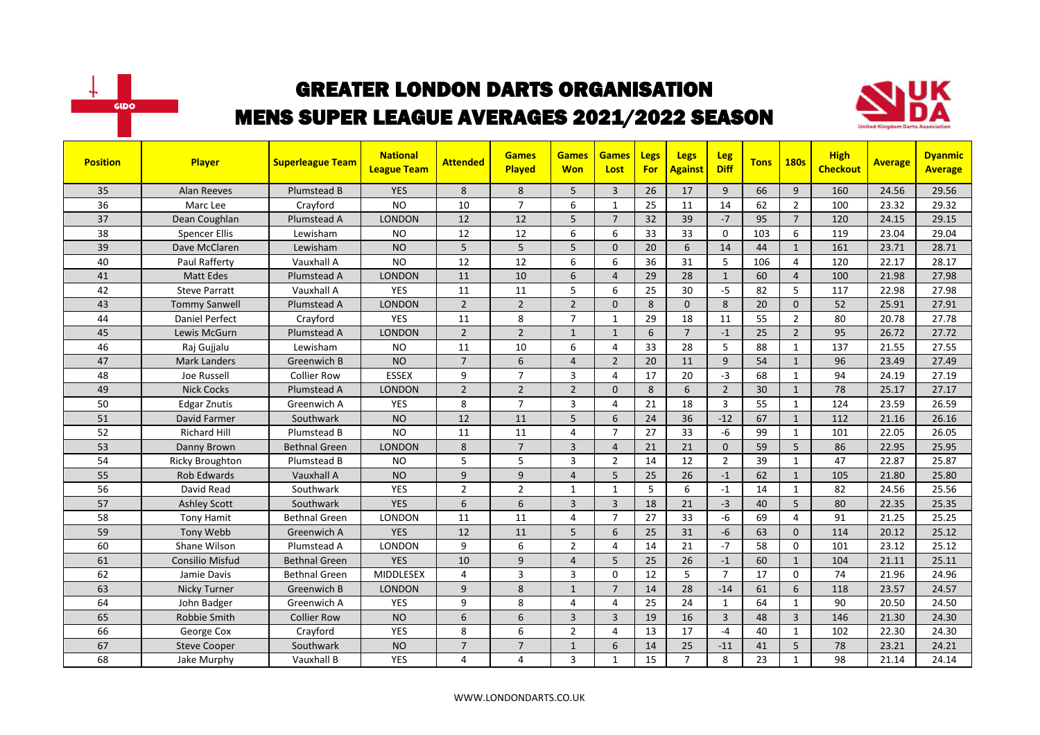# GREATER LONDON DARTS ORGANISATION

## MENS SUPER LEAGUE AVERAGES 2021/2022 SEASON

| Position | Player | Superleague Team | National League Team | Attended | Games Played | Games Won | Games Lost | Legs For | Legs Against | Leg Diff | Tons | 180s | High Checkout | Average | Dyanmic Average |
|---|---|---|---|---|---|---|---|---|---|---|---|---|---|---|---|
| 35 | Alan Reeves | Plumstead B | YES | 8 | 8 | 5 | 3 | 26 | 17 | 9 | 66 | 9 | 160 | 24.56 | 29.56 |
| 36 | Marc Lee | Crayford | NO | 10 | 7 | 6 | 1 | 25 | 11 | 14 | 62 | 2 | 100 | 23.32 | 29.32 |
| 37 | Dean Coughlan | Plumstead A | LONDON | 12 | 12 | 5 | 7 | 32 | 39 | -7 | 95 | 7 | 120 | 24.15 | 29.15 |
| 38 | Spencer Ellis | Lewisham | NO | 12 | 12 | 6 | 6 | 33 | 33 | 0 | 103 | 6 | 119 | 23.04 | 29.04 |
| 39 | Dave McClaren | Lewisham | NO | 5 | 5 | 5 | 0 | 20 | 6 | 14 | 44 | 1 | 161 | 23.71 | 28.71 |
| 40 | Paul Rafferty | Vauxhall A | NO | 12 | 12 | 6 | 6 | 36 | 31 | 5 | 106 | 4 | 120 | 22.17 | 28.17 |
| 41 | Matt Edes | Plumstead A | LONDON | 11 | 10 | 6 | 4 | 29 | 28 | 1 | 60 | 4 | 100 | 21.98 | 27.98 |
| 42 | Steve Parratt | Vauxhall A | YES | 11 | 11 | 5 | 6 | 25 | 30 | -5 | 82 | 5 | 117 | 22.98 | 27.98 |
| 43 | Tommy Sanwell | Plumstead A | LONDON | 2 | 2 | 2 | 0 | 8 | 0 | 8 | 20 | 0 | 52 | 25.91 | 27.91 |
| 44 | Daniel Perfect | Crayford | YES | 11 | 8 | 7 | 1 | 29 | 18 | 11 | 55 | 2 | 80 | 20.78 | 27.78 |
| 45 | Lewis McGurn | Plumstead A | LONDON | 2 | 2 | 1 | 1 | 6 | 7 | -1 | 25 | 2 | 95 | 26.72 | 27.72 |
| 46 | Raj Gujjalu | Lewisham | NO | 11 | 10 | 6 | 4 | 33 | 28 | 5 | 88 | 1 | 137 | 21.55 | 27.55 |
| 47 | Mark Landers | Greenwich B | NO | 7 | 6 | 4 | 2 | 20 | 11 | 9 | 54 | 1 | 96 | 23.49 | 27.49 |
| 48 | Joe Russell | Collier Row | ESSEX | 9 | 7 | 3 | 4 | 17 | 20 | -3 | 68 | 1 | 94 | 24.19 | 27.19 |
| 49 | Nick Cocks | Plumstead A | LONDON | 2 | 2 | 2 | 0 | 8 | 6 | 2 | 30 | 1 | 78 | 25.17 | 27.17 |
| 50 | Edgar Znutis | Greenwich A | YES | 8 | 7 | 3 | 4 | 21 | 18 | 3 | 55 | 1 | 124 | 23.59 | 26.59 |
| 51 | David Farmer | Southwark | NO | 12 | 11 | 5 | 6 | 24 | 36 | -12 | 67 | 1 | 112 | 21.16 | 26.16 |
| 52 | Richard Hill | Plumstead B | NO | 11 | 11 | 4 | 7 | 27 | 33 | -6 | 99 | 1 | 101 | 22.05 | 26.05 |
| 53 | Danny Brown | Bethnal Green | LONDON | 8 | 7 | 3 | 4 | 21 | 21 | 0 | 59 | 5 | 86 | 22.95 | 25.95 |
| 54 | Ricky Broughton | Plumstead B | NO | 5 | 5 | 3 | 2 | 14 | 12 | 2 | 39 | 1 | 47 | 22.87 | 25.87 |
| 55 | Rob Edwards | Vauxhall A | NO | 9 | 9 | 4 | 5 | 25 | 26 | -1 | 62 | 1 | 105 | 21.80 | 25.80 |
| 56 | David Read | Southwark | YES | 2 | 2 | 1 | 1 | 5 | 6 | -1 | 14 | 1 | 82 | 24.56 | 25.56 |
| 57 | Ashley Scott | Southwark | YES | 6 | 6 | 3 | 3 | 18 | 21 | -3 | 40 | 5 | 80 | 22.35 | 25.35 |
| 58 | Tony Hamit | Bethnal Green | LONDON | 11 | 11 | 4 | 7 | 27 | 33 | -6 | 69 | 4 | 91 | 21.25 | 25.25 |
| 59 | Tony Webb | Greenwich A | YES | 12 | 11 | 5 | 6 | 25 | 31 | -6 | 63 | 0 | 114 | 20.12 | 25.12 |
| 60 | Shane Wilson | Plumstead A | LONDON | 9 | 6 | 2 | 4 | 14 | 21 | -7 | 58 | 0 | 101 | 23.12 | 25.12 |
| 61 | Consilio Misfud | Bethnal Green | YES | 10 | 9 | 4 | 5 | 25 | 26 | -1 | 60 | 1 | 104 | 21.11 | 25.11 |
| 62 | Jamie Davis | Bethnal Green | MIDDLESEX | 4 | 3 | 3 | 0 | 12 | 5 | 7 | 17 | 0 | 74 | 21.96 | 24.96 |
| 63 | Nicky Turner | Greenwich B | LONDON | 9 | 8 | 1 | 7 | 14 | 28 | -14 | 61 | 6 | 118 | 23.57 | 24.57 |
| 64 | John Badger | Greenwich A | YES | 9 | 8 | 4 | 4 | 25 | 24 | 1 | 64 | 1 | 90 | 20.50 | 24.50 |
| 65 | Robbie Smith | Collier Row | NO | 6 | 6 | 3 | 3 | 19 | 16 | 3 | 48 | 3 | 146 | 21.30 | 24.30 |
| 66 | George Cox | Crayford | YES | 8 | 6 | 2 | 4 | 13 | 17 | -4 | 40 | 1 | 102 | 22.30 | 24.30 |
| 67 | Steve Cooper | Southwark | NO | 7 | 7 | 1 | 6 | 14 | 25 | -11 | 41 | 5 | 78 | 23.21 | 24.21 |
| 68 | Jake Murphy | Vauxhall B | YES | 4 | 4 | 3 | 1 | 15 | 7 | 8 | 23 | 1 | 98 | 21.14 | 24.14 |

WWW.LONDONDARTS.CO.UK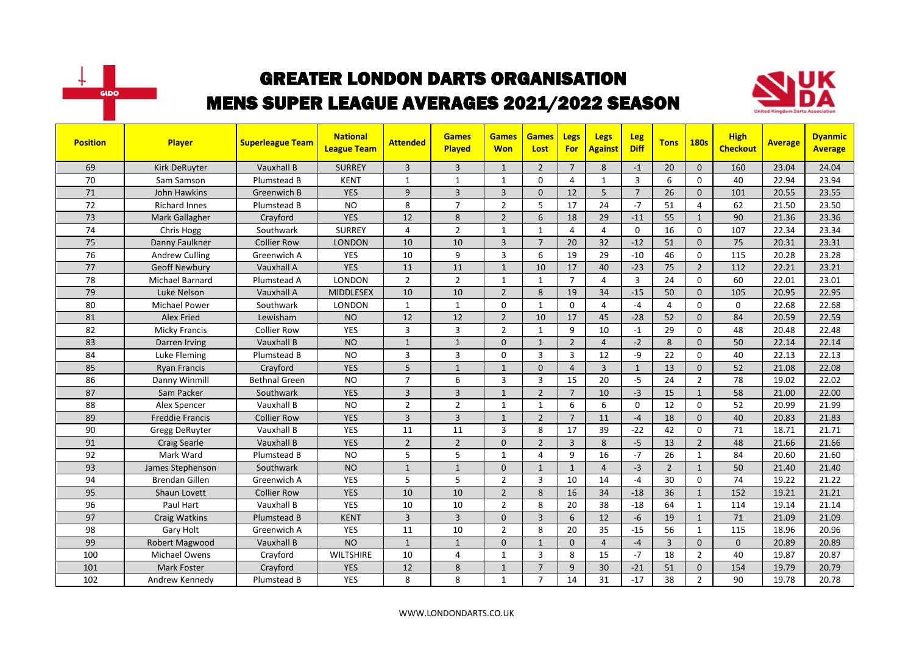# GREATER LONDON DARTS ORGANISATION

## MENS SUPER LEAGUE AVERAGES 2021/2022 SEASON

| Position | Player | Superleague Team | National League Team | Attended | Games Played | Games Won | Games Lost | Legs For | Legs Against | Leg Diff | Tons | 180s | High Checkout | Average | Dyanmic Average |
|---|---|---|---|---|---|---|---|---|---|---|---|---|---|---|---|
| 69 | Kirk DeRuyter | Vauxhall B | SURREY | 3 | 3 | 1 | 2 | 7 | 8 | -1 | 20 | 0 | 160 | 23.04 | 24.04 |
| 70 | Sam Samson | Plumstead B | KENT | 1 | 1 | 1 | 0 | 4 | 1 | 3 | 6 | 0 | 40 | 22.94 | 23.94 |
| 71 | John Hawkins | Greenwich B | YES | 9 | 3 | 3 | 0 | 12 | 5 | 7 | 26 | 0 | 101 | 20.55 | 23.55 |
| 72 | Richard Innes | Plumstead B | NO | 8 | 7 | 2 | 5 | 17 | 24 | -7 | 51 | 4 | 62 | 21.50 | 23.50 |
| 73 | Mark Gallagher | Crayford | YES | 12 | 8 | 2 | 6 | 18 | 29 | -11 | 55 | 1 | 90 | 21.36 | 23.36 |
| 74 | Chris Hogg | Southwark | SURREY | 4 | 2 | 1 | 1 | 4 | 4 | 0 | 16 | 0 | 107 | 22.34 | 23.34 |
| 75 | Danny Faulkner | Collier Row | LONDON | 10 | 10 | 3 | 7 | 20 | 32 | -12 | 51 | 0 | 75 | 20.31 | 23.31 |
| 76 | Andrew Culling | Greenwich A | YES | 10 | 9 | 3 | 6 | 19 | 29 | -10 | 46 | 0 | 115 | 20.28 | 23.28 |
| 77 | Geoff Newbury | Vauxhall A | YES | 11 | 11 | 1 | 10 | 17 | 40 | -23 | 75 | 2 | 112 | 22.21 | 23.21 |
| 78 | Michael Barnard | Plumstead A | LONDON | 2 | 2 | 1 | 1 | 7 | 4 | 3 | 24 | 0 | 60 | 22.01 | 23.01 |
| 79 | Luke Nelson | Vauxhall A | MIDDLESEX | 10 | 10 | 2 | 8 | 19 | 34 | -15 | 50 | 0 | 105 | 20.95 | 22.95 |
| 80 | Michael Power | Southwark | LONDON | 1 | 1 | 0 | 1 | 0 | 4 | -4 | 4 | 0 | 0 | 22.68 | 22.68 |
| 81 | Alex Fried | Lewisham | NO | 12 | 12 | 2 | 10 | 17 | 45 | -28 | 52 | 0 | 84 | 20.59 | 22.59 |
| 82 | Micky Francis | Collier Row | YES | 3 | 3 | 2 | 1 | 9 | 10 | -1 | 29 | 0 | 48 | 20.48 | 22.48 |
| 83 | Darren Irving | Vauxhall B | NO | 1 | 1 | 0 | 1 | 2 | 4 | -2 | 8 | 0 | 50 | 22.14 | 22.14 |
| 84 | Luke Fleming | Plumstead B | NO | 3 | 3 | 0 | 3 | 3 | 12 | -9 | 22 | 0 | 40 | 22.13 | 22.13 |
| 85 | Ryan Francis | Crayford | YES | 5 | 1 | 1 | 0 | 4 | 3 | 1 | 13 | 0 | 52 | 21.08 | 22.08 |
| 86 | Danny Winmill | Bethnal Green | NO | 7 | 6 | 3 | 3 | 15 | 20 | -5 | 24 | 2 | 78 | 19.02 | 22.02 |
| 87 | Sam Packer | Southwark | YES | 3 | 3 | 1 | 2 | 7 | 10 | -3 | 15 | 1 | 58 | 21.00 | 22.00 |
| 88 | Alex Spencer | Vauxhall B | NO | 2 | 2 | 1 | 1 | 6 | 6 | 0 | 12 | 0 | 52 | 20.99 | 21.99 |
| 89 | Freddie Francis | Collier Row | YES | 3 | 3 | 1 | 2 | 7 | 11 | -4 | 18 | 0 | 40 | 20.83 | 21.83 |
| 90 | Gregg DeRuyter | Vauxhall B | YES | 11 | 11 | 3 | 8 | 17 | 39 | -22 | 42 | 0 | 71 | 18.71 | 21.71 |
| 91 | Craig Searle | Vauxhall B | YES | 2 | 2 | 0 | 2 | 3 | 8 | -5 | 13 | 2 | 48 | 21.66 | 21.66 |
| 92 | Mark Ward | Plumstead B | NO | 5 | 5 | 1 | 4 | 9 | 16 | -7 | 26 | 1 | 84 | 20.60 | 21.60 |
| 93 | James Stephenson | Southwark | NO | 1 | 1 | 0 | 1 | 1 | 4 | -3 | 2 | 1 | 50 | 21.40 | 21.40 |
| 94 | Brendan Gillen | Greenwich A | YES | 5 | 5 | 2 | 3 | 10 | 14 | -4 | 30 | 0 | 74 | 19.22 | 21.22 |
| 95 | Shaun Lovett | Collier Row | YES | 10 | 10 | 2 | 8 | 16 | 34 | -18 | 36 | 1 | 152 | 19.21 | 21.21 |
| 96 | Paul Hart | Vauxhall B | YES | 10 | 10 | 2 | 8 | 20 | 38 | -18 | 64 | 1 | 114 | 19.14 | 21.14 |
| 97 | Craig Watkins | Plumstead B | KENT | 3 | 3 | 0 | 3 | 6 | 12 | -6 | 19 | 1 | 71 | 21.09 | 21.09 |
| 98 | Gary Holt | Greenwich A | YES | 11 | 10 | 2 | 8 | 20 | 35 | -15 | 56 | 1 | 115 | 18.96 | 20.96 |
| 99 | Robert Magwood | Vauxhall B | NO | 1 | 1 | 0 | 1 | 0 | 4 | -4 | 3 | 0 | 0 | 20.89 | 20.89 |
| 100 | Michael Owens | Crayford | WILTSHIRE | 10 | 4 | 1 | 3 | 8 | 15 | -7 | 18 | 2 | 40 | 19.87 | 20.87 |
| 101 | Mark Foster | Crayford | YES | 12 | 8 | 1 | 7 | 9 | 30 | -21 | 51 | 0 | 154 | 19.79 | 20.79 |
| 102 | Andrew Kennedy | Plumstead B | YES | 8 | 8 | 1 | 7 | 14 | 31 | -17 | 38 | 2 | 90 | 19.78 | 20.78 |

WWW.LONDONDARTS.CO.UK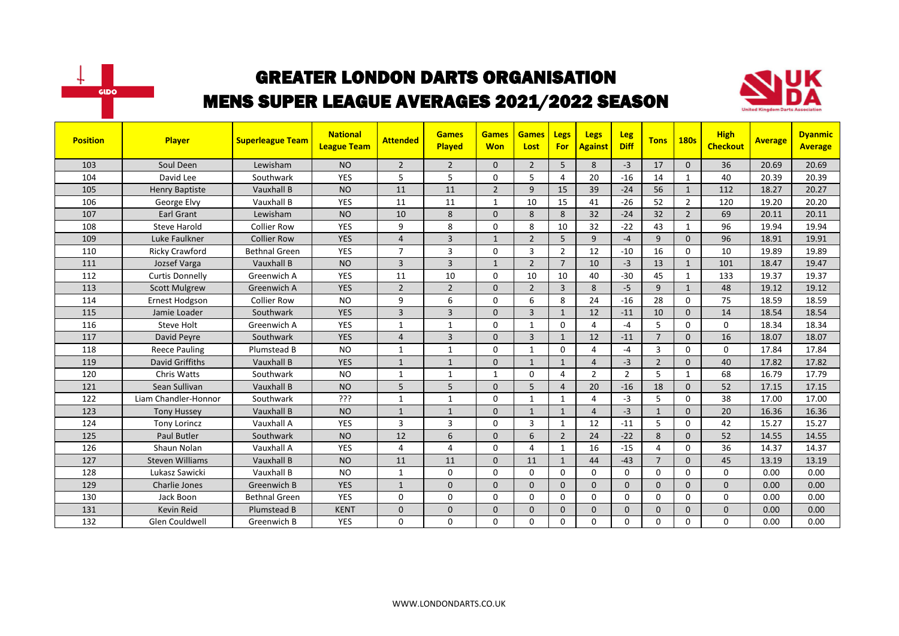# GREATER LONDON DARTS ORGANISATION

## MENS SUPER LEAGUE AVERAGES 2021/2022 SEASON

| Position | Player | Superleague Team | National League Team | Attended | Games Played | Games Won | Games Lost | Legs For | Legs Against | Leg Diff | Tons | 180s | High Checkout | Average | Dyanmic Average |
|---|---|---|---|---|---|---|---|---|---|---|---|---|---|---|---|
| 103 | Soul Deen | Lewisham | NO | 2 | 2 | 0 | 2 | 5 | 8 | -3 | 17 | 0 | 36 | 20.69 | 20.69 |
| 104 | David Lee | Southwark | YES | 5 | 5 | 0 | 5 | 4 | 20 | -16 | 14 | 1 | 40 | 20.39 | 20.39 |
| 105 | Henry Baptiste | Vauxhall B | NO | 11 | 11 | 2 | 9 | 15 | 39 | -24 | 56 | 1 | 112 | 18.27 | 20.27 |
| 106 | George Elvy | Vauxhall B | YES | 11 | 11 | 1 | 10 | 15 | 41 | -26 | 52 | 2 | 120 | 19.20 | 20.20 |
| 107 | Earl Grant | Lewisham | NO | 10 | 8 | 0 | 8 | 8 | 32 | -24 | 32 | 2 | 69 | 20.11 | 20.11 |
| 108 | Steve Harold | Collier Row | YES | 9 | 8 | 0 | 8 | 10 | 32 | -22 | 43 | 1 | 96 | 19.94 | 19.94 |
| 109 | Luke Faulkner | Collier Row | YES | 4 | 3 | 1 | 2 | 5 | 9 | -4 | 9 | 0 | 96 | 18.91 | 19.91 |
| 110 | Ricky Crawford | Bethnal Green | YES | 7 | 3 | 0 | 3 | 2 | 12 | -10 | 16 | 0 | 10 | 19.89 | 19.89 |
| 111 | Jozsef Varga | Vauxhall B | NO | 3 | 3 | 1 | 2 | 7 | 10 | -3 | 13 | 1 | 101 | 18.47 | 19.47 |
| 112 | Curtis Donnelly | Greenwich A | YES | 11 | 10 | 0 | 10 | 10 | 40 | -30 | 45 | 1 | 133 | 19.37 | 19.37 |
| 113 | Scott Mulgrew | Greenwich A | YES | 2 | 2 | 0 | 2 | 3 | 8 | -5 | 9 | 1 | 48 | 19.12 | 19.12 |
| 114 | Ernest Hodgson | Collier Row | NO | 9 | 6 | 0 | 6 | 8 | 24 | -16 | 28 | 0 | 75 | 18.59 | 18.59 |
| 115 | Jamie Loader | Southwark | YES | 3 | 3 | 0 | 3 | 1 | 12 | -11 | 10 | 0 | 14 | 18.54 | 18.54 |
| 116 | Steve Holt | Greenwich A | YES | 1 | 1 | 0 | 1 | 0 | 4 | -4 | 5 | 0 | 0 | 18.34 | 18.34 |
| 117 | David Peyre | Southwark | YES | 4 | 3 | 0 | 3 | 1 | 12 | -11 | 7 | 0 | 16 | 18.07 | 18.07 |
| 118 | Reece Pauling | Plumstead B | NO | 1 | 1 | 0 | 1 | 0 | 4 | -4 | 3 | 0 | 0 | 17.84 | 17.84 |
| 119 | David Griffiths | Vauxhall B | YES | 1 | 1 | 0 | 1 | 1 | 4 | -3 | 2 | 0 | 40 | 17.82 | 17.82 |
| 120 | Chris Watts | Southwark | NO | 1 | 1 | 1 | 0 | 4 | 2 | 2 | 5 | 1 | 68 | 16.79 | 17.79 |
| 121 | Sean Sullivan | Vauxhall B | NO | 5 | 5 | 0 | 5 | 4 | 20 | -16 | 18 | 0 | 52 | 17.15 | 17.15 |
| 122 | Liam Chandler-Honnor | Southwark | ??? | 1 | 1 | 0 | 1 | 1 | 4 | -3 | 5 | 0 | 38 | 17.00 | 17.00 |
| 123 | Tony Hussey | Vauxhall B | NO | 1 | 1 | 0 | 1 | 1 | 4 | -3 | 1 | 0 | 20 | 16.36 | 16.36 |
| 124 | Tony Lorincz | Vauxhall A | YES | 3 | 3 | 0 | 3 | 1 | 12 | -11 | 5 | 0 | 42 | 15.27 | 15.27 |
| 125 | Paul Butler | Southwark | NO | 12 | 6 | 0 | 6 | 2 | 24 | -22 | 8 | 0 | 52 | 14.55 | 14.55 |
| 126 | Shaun Nolan | Vauxhall A | YES | 4 | 4 | 0 | 4 | 1 | 16 | -15 | 4 | 0 | 36 | 14.37 | 14.37 |
| 127 | Steven Williams | Vauxhall B | NO | 11 | 11 | 0 | 11 | 1 | 44 | -43 | 7 | 0 | 45 | 13.19 | 13.19 |
| 128 | Lukasz Sawicki | Vauxhall B | NO | 1 | 0 | 0 | 0 | 0 | 0 | 0 | 0 | 0 | 0 | 0.00 | 0.00 |
| 129 | Charlie Jones | Greenwich B | YES | 1 | 0 | 0 | 0 | 0 | 0 | 0 | 0 | 0 | 0 | 0.00 | 0.00 |
| 130 | Jack Boon | Bethnal Green | YES | 0 | 0 | 0 | 0 | 0 | 0 | 0 | 0 | 0 | 0 | 0.00 | 0.00 |
| 131 | Kevin Reid | Plumstead B | KENT | 0 | 0 | 0 | 0 | 0 | 0 | 0 | 0 | 0 | 0 | 0.00 | 0.00 |
| 132 | Glen Couldwell | Greenwich B | YES | 0 | 0 | 0 | 0 | 0 | 0 | 0 | 0 | 0 | 0 | 0.00 | 0.00 |

WWW.LONDONDARTS.CO.UK